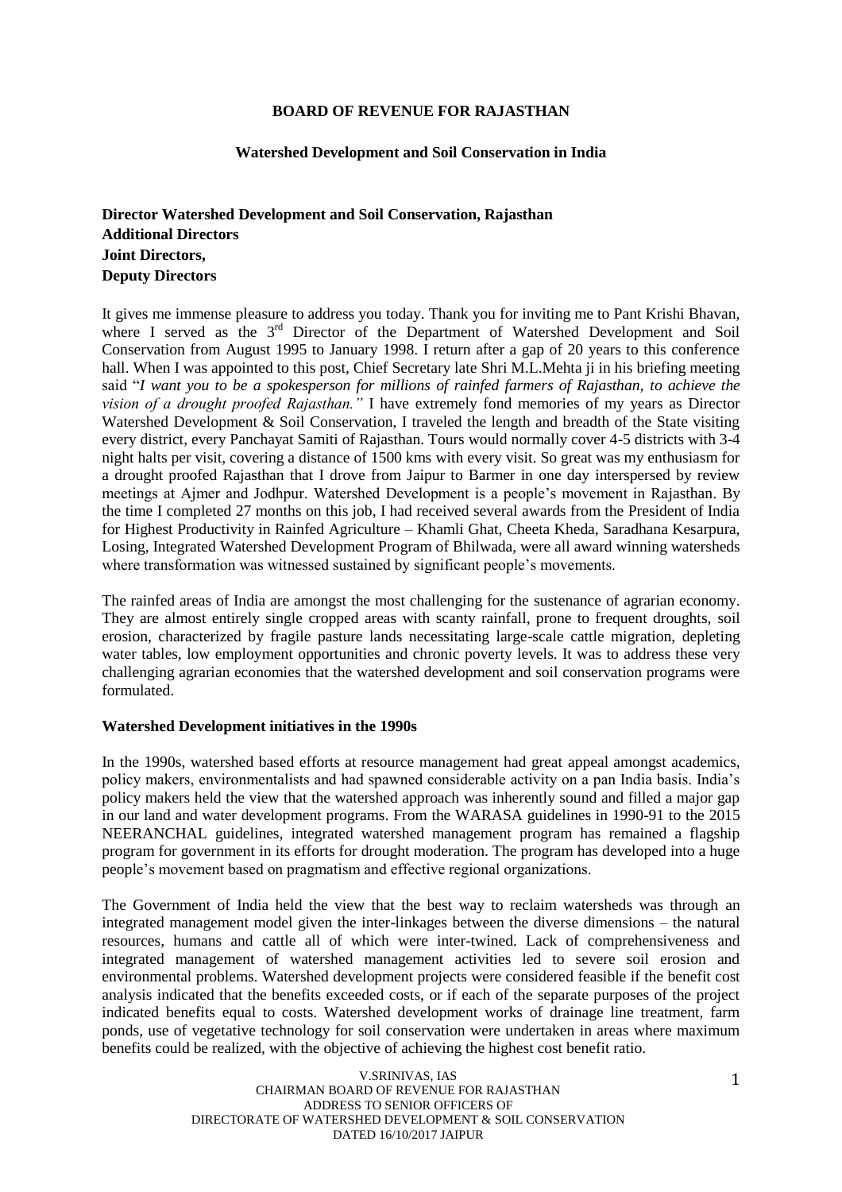**BOARD OF REVENUE FOR RAJASTHAN**

**Watershed Development and Soil Conservation in India**

**Director Watershed Development and Soil Conservation, Rajasthan**
**Additional Directors**
**Joint Directors,**
**Deputy Directors**

It gives me immense pleasure to address you today. Thank you for inviting me to Pant Krishi Bhavan, where I served as the 3rd Director of the Department of Watershed Development and Soil Conservation from August 1995 to January 1998. I return after a gap of 20 years to this conference hall. When I was appointed to this post, Chief Secretary late Shri M.L.Mehta ji in his briefing meeting said "*I want you to be a spokesperson for millions of rainfed farmers of Rajasthan, to achieve the vision of a drought proofed Rajasthan."* I have extremely fond memories of my years as Director Watershed Development & Soil Conservation, I traveled the length and breadth of the State visiting every district, every Panchayat Samiti of Rajasthan. Tours would normally cover 4-5 districts with 3-4 night halts per visit, covering a distance of 1500 kms with every visit. So great was my enthusiasm for a drought proofed Rajasthan that I drove from Jaipur to Barmer in one day interspersed by review meetings at Ajmer and Jodhpur. Watershed Development is a people's movement in Rajasthan. By the time I completed 27 months on this job, I had received several awards from the President of India for Highest Productivity in Rainfed Agriculture – Khamli Ghat, Cheeta Kheda, Saradhana Kesarpura, Losing, Integrated Watershed Development Program of Bhilwada, were all award winning watersheds where transformation was witnessed sustained by significant people's movements.

The rainfed areas of India are amongst the most challenging for the sustenance of agrarian economy. They are almost entirely single cropped areas with scanty rainfall, prone to frequent droughts, soil erosion, characterized by fragile pasture lands necessitating large-scale cattle migration, depleting water tables, low employment opportunities and chronic poverty levels. It was to address these very challenging agrarian economies that the watershed development and soil conservation programs were formulated.

**Watershed Development initiatives in the 1990s**

In the 1990s, watershed based efforts at resource management had great appeal amongst academics, policy makers, environmentalists and had spawned considerable activity on a pan India basis. India's policy makers held the view that the watershed approach was inherently sound and filled a major gap in our land and water development programs. From the WARASA guidelines in 1990-91 to the 2015 NEERANCHAL guidelines, integrated watershed management program has remained a flagship program for government in its efforts for drought moderation. The program has developed into a huge people's movement based on pragmatism and effective regional organizations.

The Government of India held the view that the best way to reclaim watersheds was through an integrated management model given the inter-linkages between the diverse dimensions – the natural resources, humans and cattle all of which were inter-twined. Lack of comprehensiveness and integrated management of watershed management activities led to severe soil erosion and environmental problems. Watershed development projects were considered feasible if the benefit cost analysis indicated that the benefits exceeded costs, or if each of the separate purposes of the project indicated benefits equal to costs. Watershed development works of drainage line treatment, farm ponds, use of vegetative technology for soil conservation were undertaken in areas where maximum benefits could be realized, with the objective of achieving the highest cost benefit ratio.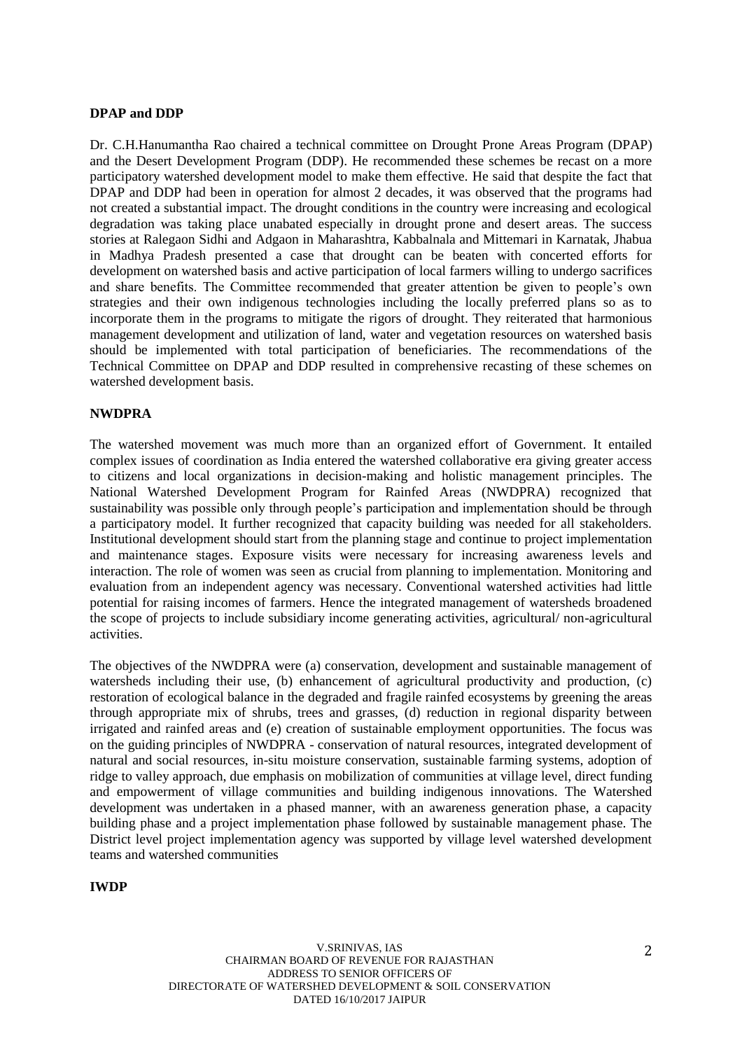**DPAP and DDP**

Dr. C.H.Hanumantha Rao chaired a technical committee on Drought Prone Areas Program (DPAP) and the Desert Development Program (DDP). He recommended these schemes be recast on a more participatory watershed development model to make them effective. He said that despite the fact that DPAP and DDP had been in operation for almost 2 decades, it was observed that the programs had not created a substantial impact. The drought conditions in the country were increasing and ecological degradation was taking place unabated especially in drought prone and desert areas. The success stories at Ralegaon Sidhi and Adgaon in Maharashtra, Kabbalnala and Mittemari in Karnatak, Jhabua in Madhya Pradesh presented a case that drought can be beaten with concerted efforts for development on watershed basis and active participation of local farmers willing to undergo sacrifices and share benefits. The Committee recommended that greater attention be given to people's own strategies and their own indigenous technologies including the locally preferred plans so as to incorporate them in the programs to mitigate the rigors of drought. They reiterated that harmonious management development and utilization of land, water and vegetation resources on watershed basis should be implemented with total participation of beneficiaries. The recommendations of the Technical Committee on DPAP and DDP resulted in comprehensive recasting of these schemes on watershed development basis.

**NWDPRA**

The watershed movement was much more than an organized effort of Government. It entailed complex issues of coordination as India entered the watershed collaborative era giving greater access to citizens and local organizations in decision-making and holistic management principles. The National Watershed Development Program for Rainfed Areas (NWDPRA) recognized that sustainability was possible only through people's participation and implementation should be through a participatory model. It further recognized that capacity building was needed for all stakeholders. Institutional development should start from the planning stage and continue to project implementation and maintenance stages. Exposure visits were necessary for increasing awareness levels and interaction. The role of women was seen as crucial from planning to implementation. Monitoring and evaluation from an independent agency was necessary. Conventional watershed activities had little potential for raising incomes of farmers. Hence the integrated management of watersheds broadened the scope of projects to include subsidiary income generating activities, agricultural/ non-agricultural activities.

The objectives of the NWDPRA were (a) conservation, development and sustainable management of watersheds including their use, (b) enhancement of agricultural productivity and production, (c) restoration of ecological balance in the degraded and fragile rainfed ecosystems by greening the areas through appropriate mix of shrubs, trees and grasses, (d) reduction in regional disparity between irrigated and rainfed areas and (e) creation of sustainable employment opportunities. The focus was on the guiding principles of NWDPRA - conservation of natural resources, integrated development of natural and social resources, in-situ moisture conservation, sustainable farming systems, adoption of ridge to valley approach, due emphasis on mobilization of communities at village level, direct funding and empowerment of village communities and building indigenous innovations. The Watershed development was undertaken in a phased manner, with an awareness generation phase, a capacity building phase and a project implementation phase followed by sustainable management phase. The District level project implementation agency was supported by village level watershed development teams and watershed communities

**IWDP**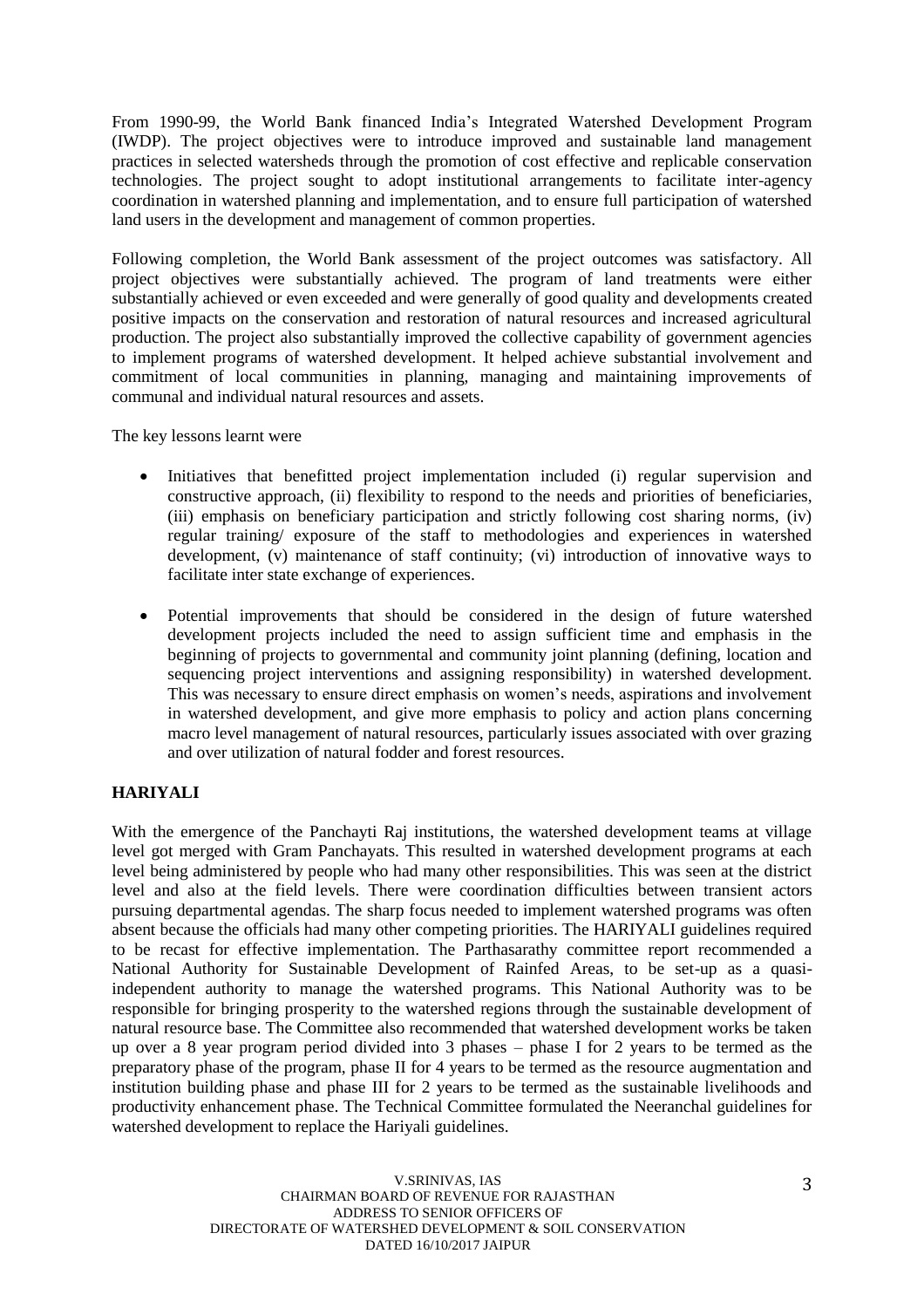From 1990-99, the World Bank financed India's Integrated Watershed Development Program (IWDP). The project objectives were to introduce improved and sustainable land management practices in selected watersheds through the promotion of cost effective and replicable conservation technologies. The project sought to adopt institutional arrangements to facilitate inter-agency coordination in watershed planning and implementation, and to ensure full participation of watershed land users in the development and management of common properties.

Following completion, the World Bank assessment of the project outcomes was satisfactory. All project objectives were substantially achieved. The program of land treatments were either substantially achieved or even exceeded and were generally of good quality and developments created positive impacts on the conservation and restoration of natural resources and increased agricultural production. The project also substantially improved the collective capability of government agencies to implement programs of watershed development. It helped achieve substantial involvement and commitment of local communities in planning, managing and maintaining improvements of communal and individual natural resources and assets.

The key lessons learnt were

- Initiatives that benefitted project implementation included (i) regular supervision and constructive approach, (ii) flexibility to respond to the needs and priorities of beneficiaries, (iii) emphasis on beneficiary participation and strictly following cost sharing norms, (iv) regular training/ exposure of the staff to methodologies and experiences in watershed development, (v) maintenance of staff continuity; (vi) introduction of innovative ways to facilitate inter state exchange of experiences.

- Potential improvements that should be considered in the design of future watershed development projects included the need to assign sufficient time and emphasis in the beginning of projects to governmental and community joint planning (defining, location and sequencing project interventions and assigning responsibility) in watershed development. This was necessary to ensure direct emphasis on women's needs, aspirations and involvement in watershed development, and give more emphasis to policy and action plans concerning macro level management of natural resources, particularly issues associated with over grazing and over utilization of natural fodder and forest resources.

## HARIYALI

With the emergence of the Panchayti Raj institutions, the watershed development teams at village level got merged with Gram Panchayats. This resulted in watershed development programs at each level being administered by people who had many other responsibilities. This was seen at the district level and also at the field levels. There were coordination difficulties between transient actors pursuing departmental agendas. The sharp focus needed to implement watershed programs was often absent because the officials had many other competing priorities. The HARIYALI guidelines required to be recast for effective implementation. The Parthasarathy committee report recommended a National Authority for Sustainable Development of Rainfed Areas, to be set-up as a quasi-independent authority to manage the watershed programs. This National Authority was to be responsible for bringing prosperity to the watershed regions through the sustainable development of natural resource base. The Committee also recommended that watershed development works be taken up over a 8 year program period divided into 3 phases – phase I for 2 years to be termed as the preparatory phase of the program, phase II for 4 years to be termed as the resource augmentation and institution building phase and phase III for 2 years to be termed as the sustainable livelihoods and productivity enhancement phase. The Technical Committee formulated the Neeranchal guidelines for watershed development to replace the Hariyali guidelines.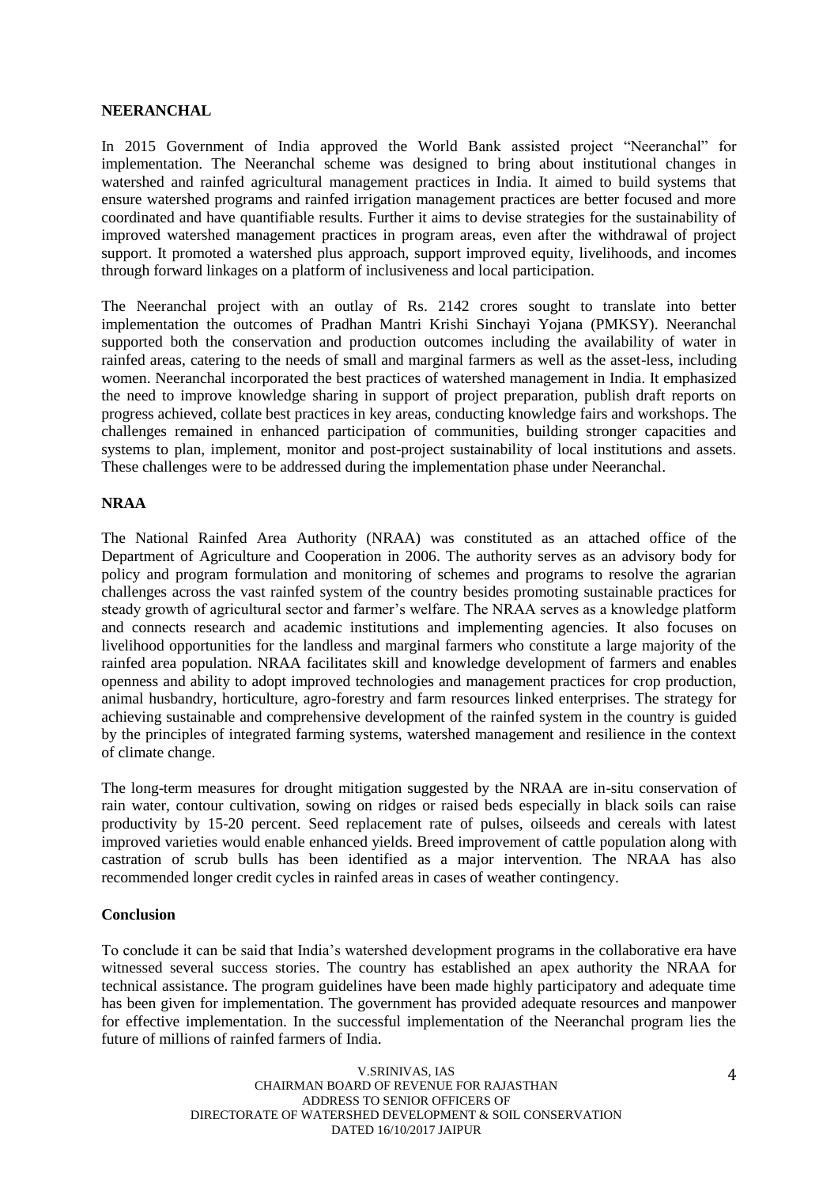**NEERANCHAL**

In 2015 Government of India approved the World Bank assisted project "Neeranchal" for implementation. The Neeranchal scheme was designed to bring about institutional changes in watershed and rainfed agricultural management practices in India. It aimed to build systems that ensure watershed programs and rainfed irrigation management practices are better focused and more coordinated and have quantifiable results. Further it aims to devise strategies for the sustainability of improved watershed management practices in program areas, even after the withdrawal of project support. It promoted a watershed plus approach, support improved equity, livelihoods, and incomes through forward linkages on a platform of inclusiveness and local participation.

The Neeranchal project with an outlay of Rs. 2142 crores sought to translate into better implementation the outcomes of Pradhan Mantri Krishi Sinchayi Yojana (PMKSY). Neeranchal supported both the conservation and production outcomes including the availability of water in rainfed areas, catering to the needs of small and marginal farmers as well as the asset-less, including women. Neeranchal incorporated the best practices of watershed management in India. It emphasized the need to improve knowledge sharing in support of project preparation, publish draft reports on progress achieved, collate best practices in key areas, conducting knowledge fairs and workshops. The challenges remained in enhanced participation of communities, building stronger capacities and systems to plan, implement, monitor and post-project sustainability of local institutions and assets. These challenges were to be addressed during the implementation phase under Neeranchal.

**NRAA**

The National Rainfed Area Authority (NRAA) was constituted as an attached office of the Department of Agriculture and Cooperation in 2006. The authority serves as an advisory body for policy and program formulation and monitoring of schemes and programs to resolve the agrarian challenges across the vast rainfed system of the country besides promoting sustainable practices for steady growth of agricultural sector and farmer's welfare. The NRAA serves as a knowledge platform and connects research and academic institutions and implementing agencies. It also focuses on livelihood opportunities for the landless and marginal farmers who constitute a large majority of the rainfed area population. NRAA facilitates skill and knowledge development of farmers and enables openness and ability to adopt improved technologies and management practices for crop production, animal husbandry, horticulture, agro-forestry and farm resources linked enterprises. The strategy for achieving sustainable and comprehensive development of the rainfed system in the country is guided by the principles of integrated farming systems, watershed management and resilience in the context of climate change.

The long-term measures for drought mitigation suggested by the NRAA are in-situ conservation of rain water, contour cultivation, sowing on ridges or raised beds especially in black soils can raise productivity by 15-20 percent. Seed replacement rate of pulses, oilseeds and cereals with latest improved varieties would enable enhanced yields. Breed improvement of cattle population along with castration of scrub bulls has been identified as a major intervention. The NRAA has also recommended longer credit cycles in rainfed areas in cases of weather contingency.

**Conclusion**

To conclude it can be said that India's watershed development programs in the collaborative era have witnessed several success stories. The country has established an apex authority the NRAA for technical assistance. The program guidelines have been made highly participatory and adequate time has been given for implementation. The government has provided adequate resources and manpower for effective implementation. In the successful implementation of the Neeranchal program lies the future of millions of rainfed farmers of India.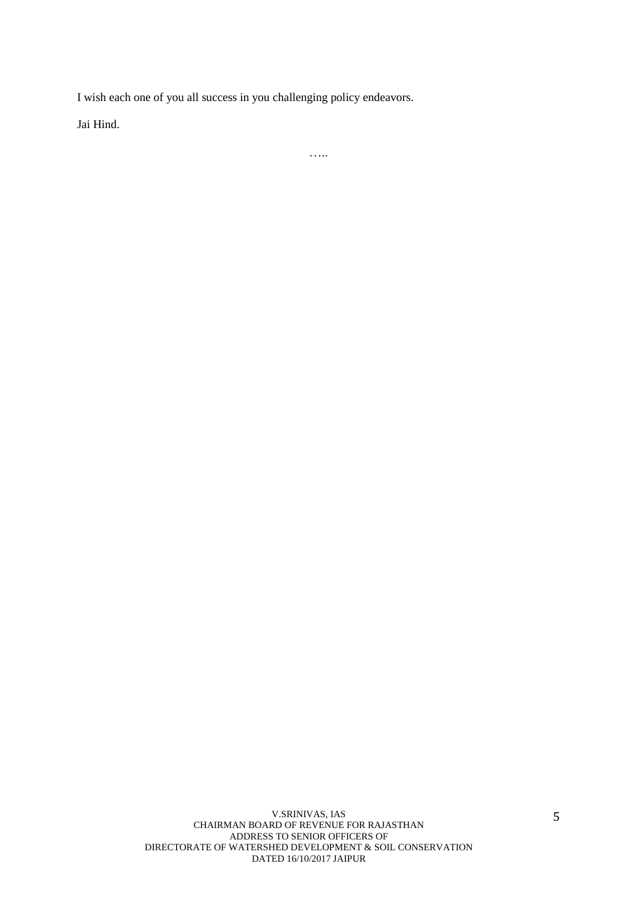I wish each one of you all success in you challenging policy endeavors.

Jai Hind.

…..